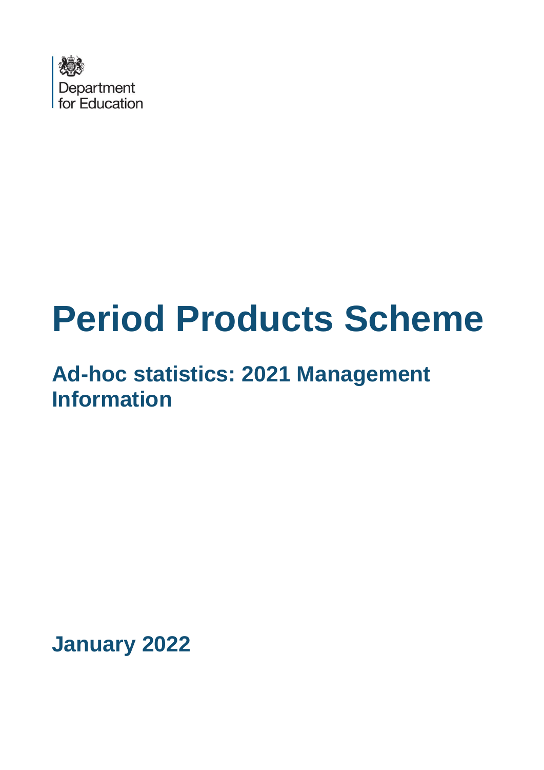Department for Education

# Period Products Scheme

## Ad-hoc statistics: 2021 Management Information

**January 2022**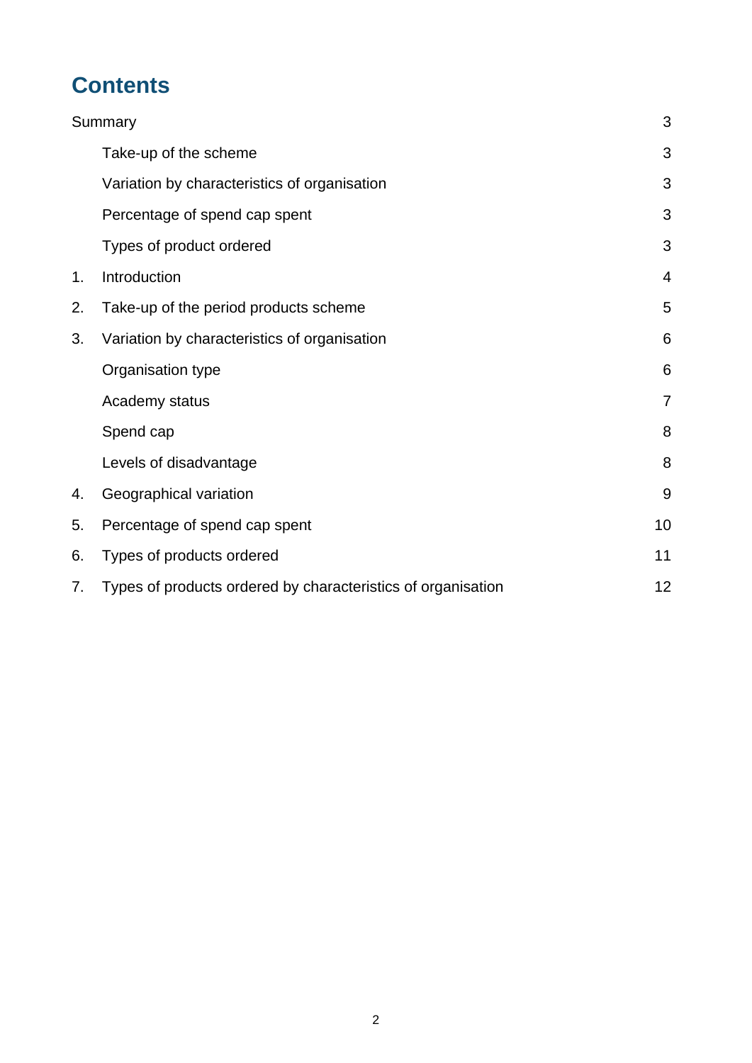# Contents

Summary 3

- Take-up of the scheme 3
- Variation by characteristics of organisation 3
- Percentage of spend cap spent 3
- Types of product ordered 3

1. Introduction 4
2. Take-up of the period products scheme 5
3. Variation by characteristics of organisation 6
   - Organisation type 6
   - Academy status 7
   - Spend cap 8
   - Levels of disadvantage 8
4. Geographical variation 9
5. Percentage of spend cap spent 10
6. Types of products ordered 11
7. Types of products ordered by characteristics of organisation 12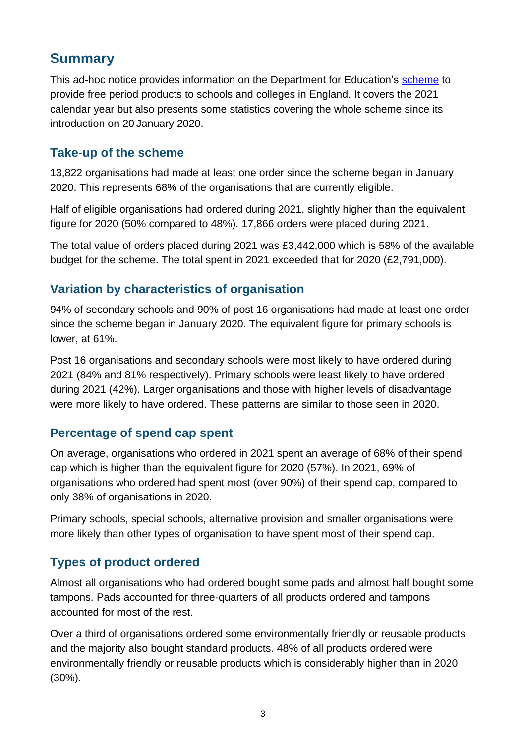## Summary

This ad-hoc notice provides information on the Department for Education's [scheme] to provide free period products to schools and colleges in England. It covers the 2021 calendar year but also presents some statistics covering the whole scheme since its introduction on 20 January 2020.

### Take-up of the scheme

13,822 organisations had made at least one order since the scheme began in January 2020. This represents 68% of the organisations that are currently eligible.

Half of eligible organisations had ordered during 2021, slightly higher than the equivalent figure for 2020 (50% compared to 48%). 17,866 orders were placed during 2021.

The total value of orders placed during 2021 was £3,442,000 which is 58% of the available budget for the scheme. The total spent in 2021 exceeded that for 2020 (£2,791,000).

### Variation by characteristics of organisation

94% of secondary schools and 90% of post 16 organisations had made at least one order since the scheme began in January 2020. The equivalent figure for primary schools is lower, at 61%.

Post 16 organisations and secondary schools were most likely to have ordered during 2021 (84% and 81% respectively). Primary schools were least likely to have ordered during 2021 (42%). Larger organisations and those with higher levels of disadvantage were more likely to have ordered. These patterns are similar to those seen in 2020.

### Percentage of spend cap spent

On average, organisations who ordered in 2021 spent an average of 68% of their spend cap which is higher than the equivalent figure for 2020 (57%). In 2021, 69% of organisations who ordered had spent most (over 90%) of their spend cap, compared to only 38% of organisations in 2020.

Primary schools, special schools, alternative provision and smaller organisations were more likely than other types of organisation to have spent most of their spend cap.

### Types of product ordered

Almost all organisations who had ordered bought some pads and almost half bought some tampons. Pads accounted for three-quarters of all products ordered and tampons accounted for most of the rest.

Over a third of organisations ordered some environmentally friendly or reusable products and the majority also bought standard products. 48% of all products ordered were environmentally friendly or reusable products which is considerably higher than in 2020 (30%).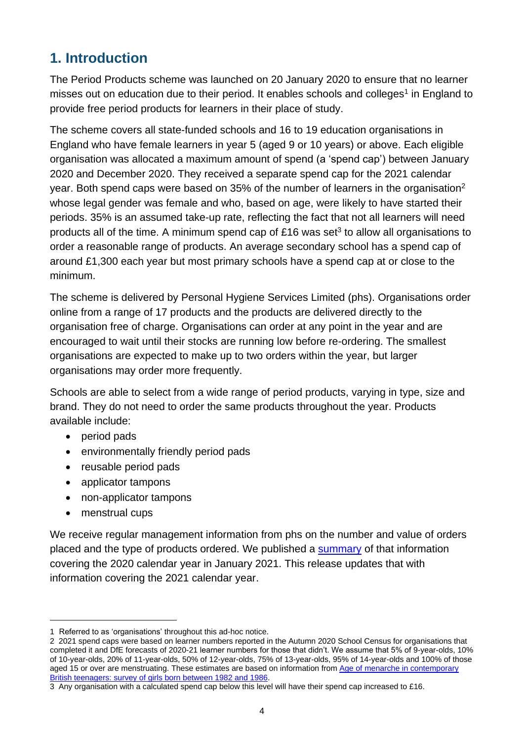## 1. Introduction

The Period Products scheme was launched on 20 January 2020 to ensure that no learner misses out on education due to their period. It enables schools and colleges[1] in England to provide free period products for learners in their place of study.

The scheme covers all state-funded schools and 16 to 19 education organisations in England who have female learners in year 5 (aged 9 or 10 years) or above. Each eligible organisation was allocated a maximum amount of spend (a 'spend cap') between January 2020 and December 2020. They received a separate spend cap for the 2021 calendar year. Both spend caps were based on 35% of the number of learners in the organisation[2] whose legal gender was female and who, based on age, were likely to have started their periods. 35% is an assumed take-up rate, reflecting the fact that not all learners will need products all of the time. A minimum spend cap of £16 was set[3] to allow all organisations to order a reasonable range of products. An average secondary school has a spend cap of around £1,300 each year but most primary schools have a spend cap at or close to the minimum.

The scheme is delivered by Personal Hygiene Services Limited (phs). Organisations order online from a range of 17 products and the products are delivered directly to the organisation free of charge. Organisations can order at any point in the year and are encouraged to wait until their stocks are running low before re-ordering. The smallest organisations are expected to make up to two orders within the year, but larger organisations may order more frequently.

Schools are able to select from a wide range of period products, varying in type, size and brand. They do not need to order the same products throughout the year. Products available include:

- period pads
- environmentally friendly period pads
- reusable period pads
- applicator tampons
- non-applicator tampons
- menstrual cups

We receive regular management information from phs on the number and value of orders placed and the type of products ordered. We published a summary of that information covering the 2020 calendar year in January 2021. This release updates that with information covering the 2021 calendar year.

1 Referred to as 'organisations' throughout this ad-hoc notice.

2 2021 spend caps were based on learner numbers reported in the Autumn 2020 School Census for organisations that completed it and DfE forecasts of 2020-21 learner numbers for those that didn't. We assume that 5% of 9-year-olds, 10% of 10-year-olds, 20% of 11-year-olds, 50% of 12-year-olds, 75% of 13-year-olds, 95% of 14-year-olds and 100% of those aged 15 or over are menstruating. These estimates are based on information from Age of menarche in contemporary British teenagers: survey of girls born between 1982 and 1986.

3 Any organisation with a calculated spend cap below this level will have their spend cap increased to £16.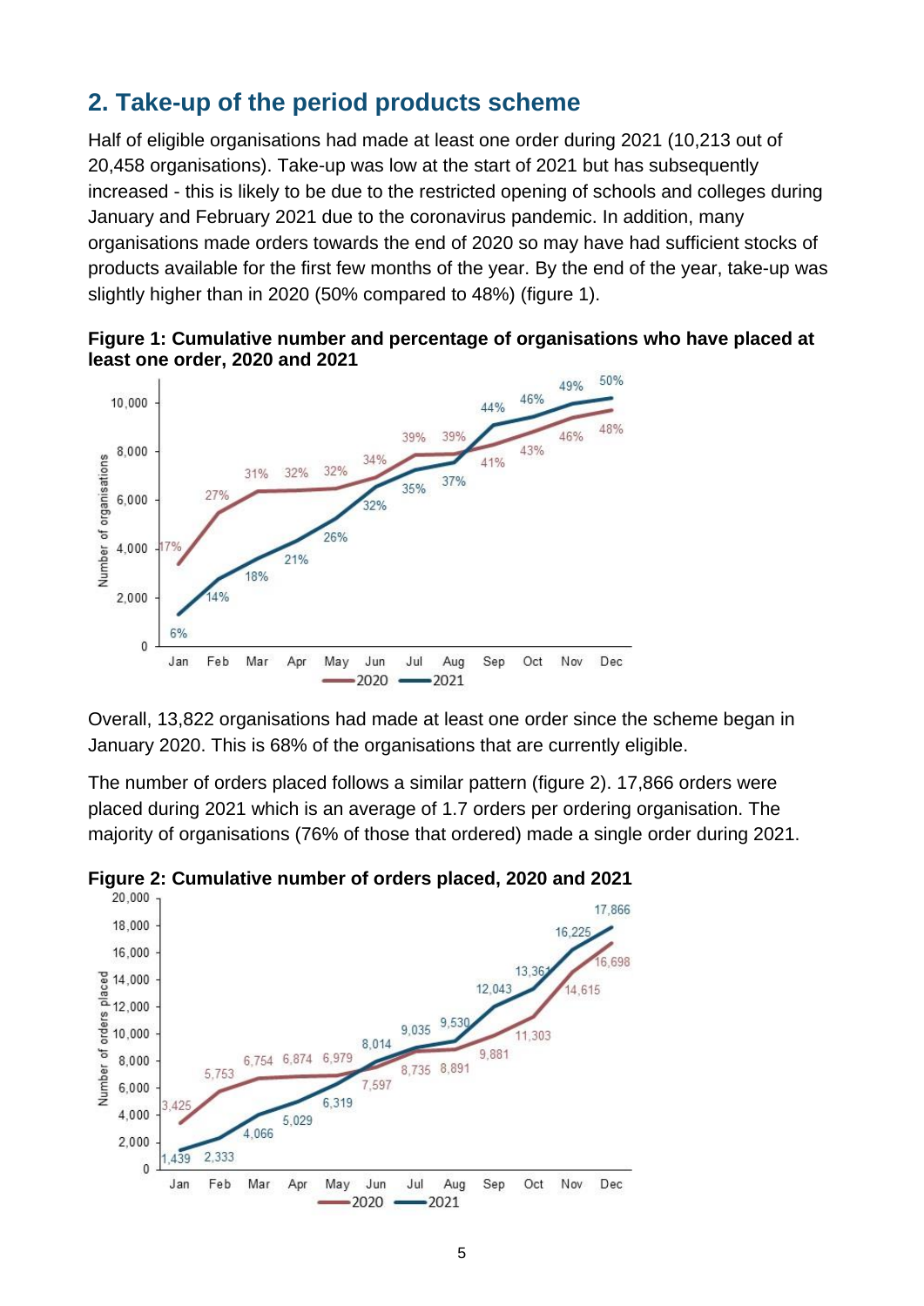## 2. Take-up of the period products scheme

Half of eligible organisations had made at least one order during 2021 (10,213 out of 20,458 organisations). Take-up was low at the start of 2021 but has subsequently increased - this is likely to be due to the restricted opening of schools and colleges during January and February 2021 due to the coronavirus pandemic. In addition, many organisations made orders towards the end of 2020 so may have had sufficient stocks of products available for the first few months of the year. By the end of the year, take-up was slightly higher than in 2020 (50% compared to 48%) (figure 1).

**Figure 1: Cumulative number and percentage of organisations who have placed at least one order, 2020 and 2021**

Overall, 13,822 organisations had made at least one order since the scheme began in January 2020. This is 68% of the organisations that are currently eligible.

The number of orders placed follows a similar pattern (figure 2). 17,866 orders were placed during 2021 which is an average of 1.7 orders per ordering organisation. The majority of organisations (76% of those that ordered) made a single order during 2021.

**Figure 2: Cumulative number of orders placed, 2020 and 2021**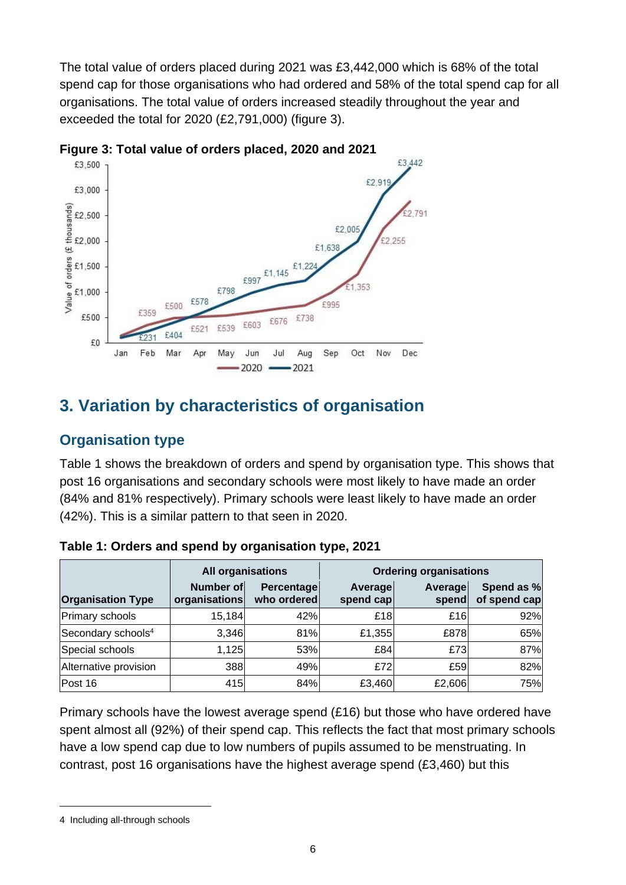The total value of orders placed during 2021 was £3,442,000 which is 68% of the total spend cap for those organisations who had ordered and 58% of the total spend cap for all organisations. The total value of orders increased steadily throughout the year and exceeded the total for 2020 (£2,791,000) (figure 3).

**Figure 3: Total value of orders placed, 2020 and 2021**

## 3. Variation by characteristics of organisation

### Organisation type

Table 1 shows the breakdown of orders and spend by organisation type. This shows that post 16 organisations and secondary schools were most likely to have made an order (84% and 81% respectively). Primary schools were least likely to have made an order (42%). This is a similar pattern to that seen in 2020.

**Table 1: Orders and spend by organisation type, 2021**

| | All organisations | | Ordering organisations | | |
|---|---|---|---|---|---|
| Organisation Type | Number of organisations | Percentage who ordered | Average spend cap | Average spend | Spend as % of spend cap |
| Primary schools | 15,184 | 42% | £18 | £16 | 92% |
| Secondary schools[4] | 3,346 | 81% | £1,355 | £878 | 65% |
| Special schools | 1,125 | 53% | £84 | £73 | 87% |
| Alternative provision | 388 | 49% | £72 | £59 | 82% |
| Post 16 | 415 | 84% | £3,460 | £2,606 | 75% |

Primary schools have the lowest average spend (£16) but those who have ordered have spent almost all (92%) of their spend cap. This reflects the fact that most primary schools have a low spend cap due to low numbers of pupils assumed to be menstruating. In contrast, post 16 organisations have the highest average spend (£3,460) but this

4 Including all-through schools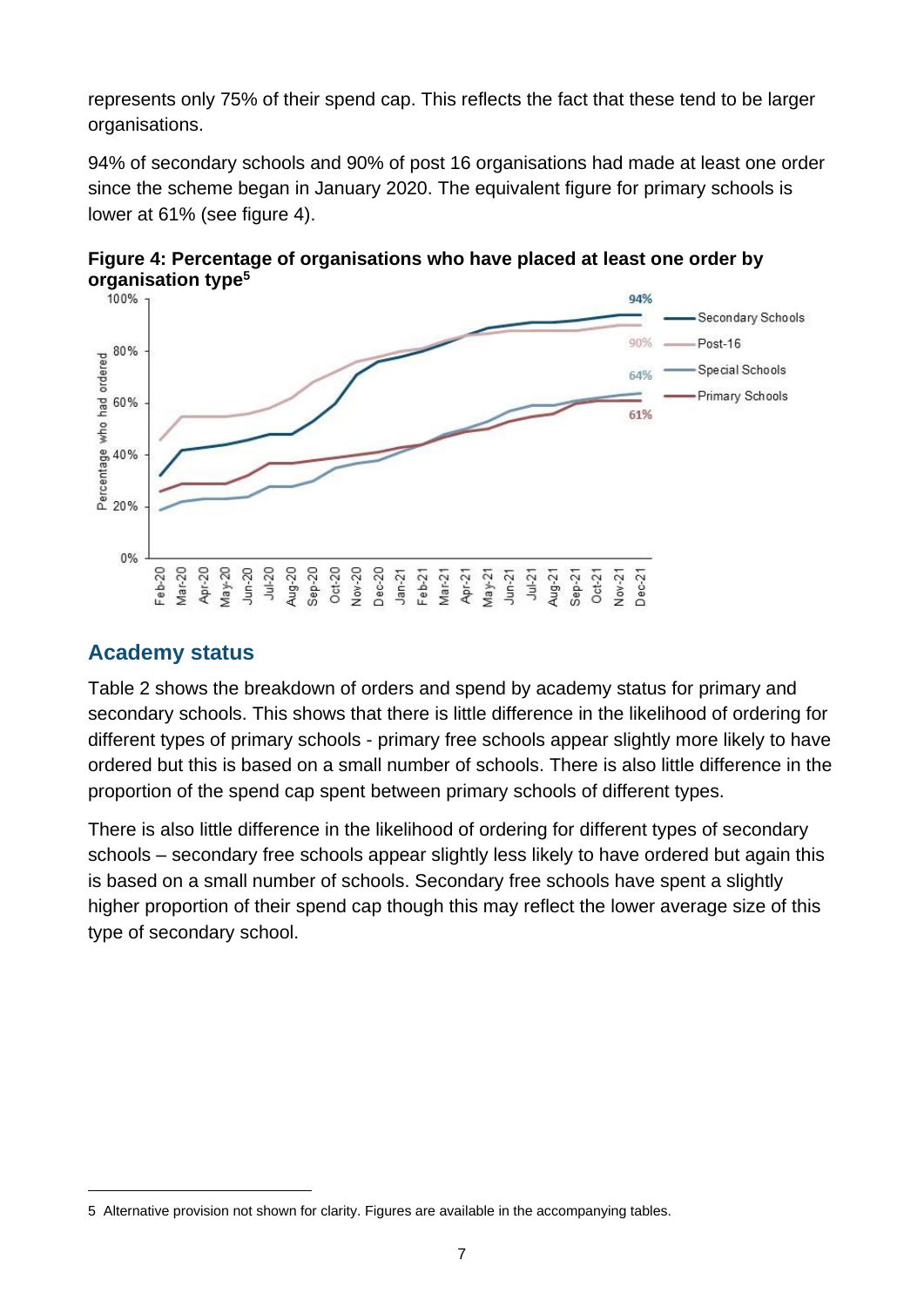represents only 75% of their spend cap. This reflects the fact that these tend to be larger organisations.

94% of secondary schools and 90% of post 16 organisations had made at least one order since the scheme began in January 2020. The equivalent figure for primary schools is lower at 61% (see figure 4).

**Figure 4: Percentage of organisations who have placed at least one order by organisation type**[5]

## Academy status

Table 2 shows the breakdown of orders and spend by academy status for primary and secondary schools. This shows that there is little difference in the likelihood of ordering for different types of primary schools - primary free schools appear slightly more likely to have ordered but this is based on a small number of schools. There is also little difference in the proportion of the spend cap spent between primary schools of different types.

There is also little difference in the likelihood of ordering for different types of secondary schools – secondary free schools appear slightly less likely to have ordered but again this is based on a small number of schools. Secondary free schools have spent a slightly higher proportion of their spend cap though this may reflect the lower average size of this type of secondary school.

---

5 Alternative provision not shown for clarity. Figures are available in the accompanying tables.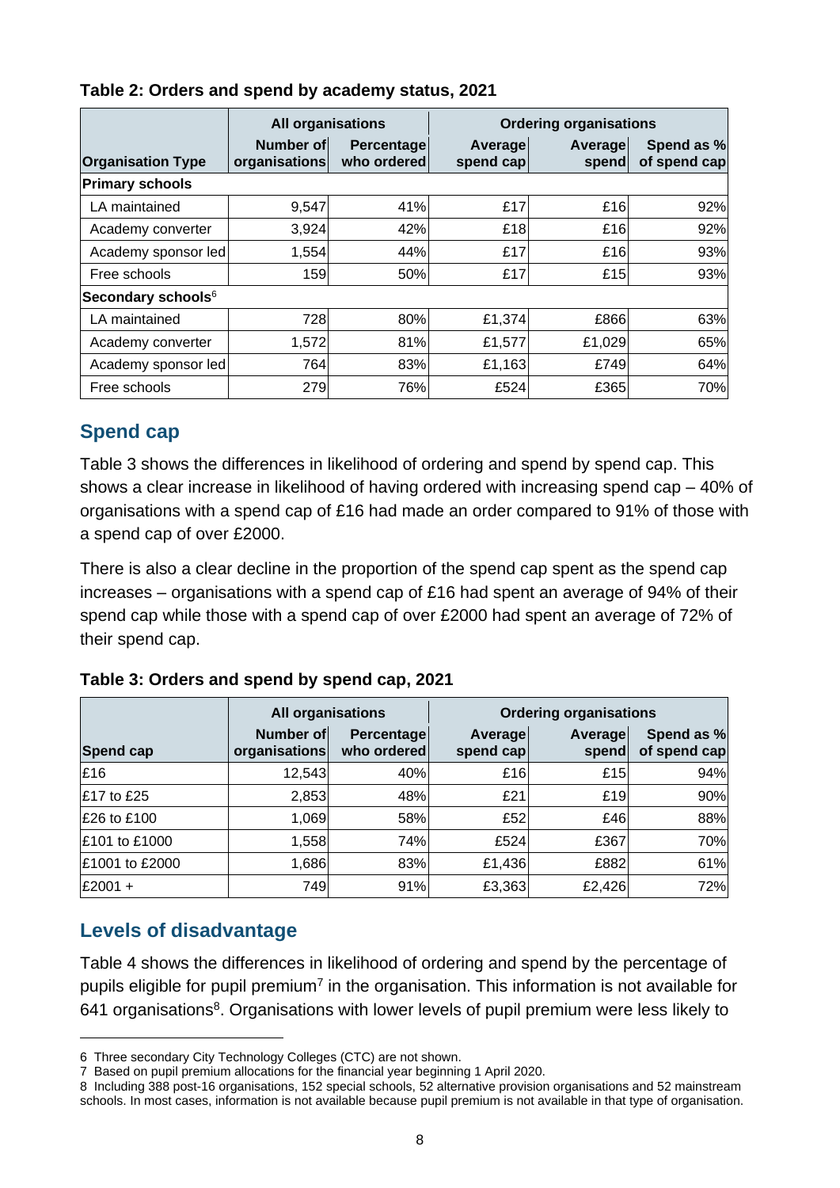**Table 2: Orders and spend by academy status, 2021**

| | All organisations | | Ordering organisations | | |
|---|---|---|---|---|---|
| Organisation Type | Number of organisations | Percentage who ordered | Average spend cap | Average spend | Spend as % of spend cap |
| **Primary schools** | | | | | |
| LA maintained | 9,547 | 41% | £17 | £16 | 92% |
| Academy converter | 3,924 | 42% | £18 | £16 | 92% |
| Academy sponsor led | 1,554 | 44% | £17 | £16 | 93% |
| Free schools | 159 | 50% | £17 | £15 | 93% |
| **Secondary schools**[6] | | | | | |
| LA maintained | 728 | 80% | £1,374 | £866 | 63% |
| Academy converter | 1,572 | 81% | £1,577 | £1,029 | 65% |
| Academy sponsor led | 764 | 83% | £1,163 | £749 | 64% |
| Free schools | 279 | 76% | £524 | £365 | 70% |

## Spend cap

Table 3 shows the differences in likelihood of ordering and spend by spend cap. This shows a clear increase in likelihood of having ordered with increasing spend cap – 40% of organisations with a spend cap of £16 had made an order compared to 91% of those with a spend cap of over £2000.

There is also a clear decline in the proportion of the spend cap spent as the spend cap increases – organisations with a spend cap of £16 had spent an average of 94% of their spend cap while those with a spend cap of over £2000 had spent an average of 72% of their spend cap.

**Table 3: Orders and spend by spend cap, 2021**

| | All organisations | | Ordering organisations | | |
|---|---|---|---|---|---|
| Spend cap | Number of organisations | Percentage who ordered | Average spend cap | Average spend | Spend as % of spend cap |
| £16 | 12,543 | 40% | £16 | £15 | 94% |
| £17 to £25 | 2,853 | 48% | £21 | £19 | 90% |
| £26 to £100 | 1,069 | 58% | £52 | £46 | 88% |
| £101 to £1000 | 1,558 | 74% | £524 | £367 | 70% |
| £1001 to £2000 | 1,686 | 83% | £1,436 | £882 | 61% |
| £2001 + | 749 | 91% | £3,363 | £2,426 | 72% |

## Levels of disadvantage

Table 4 shows the differences in likelihood of ordering and spend by the percentage of pupils eligible for pupil premium[7] in the organisation. This information is not available for 641 organisations[8]. Organisations with lower levels of pupil premium were less likely to

6 Three secondary City Technology Colleges (CTC) are not shown.

7 Based on pupil premium allocations for the financial year beginning 1 April 2020.

8 Including 388 post-16 organisations, 152 special schools, 52 alternative provision organisations and 52 mainstream schools. In most cases, information is not available because pupil premium is not available in that type of organisation.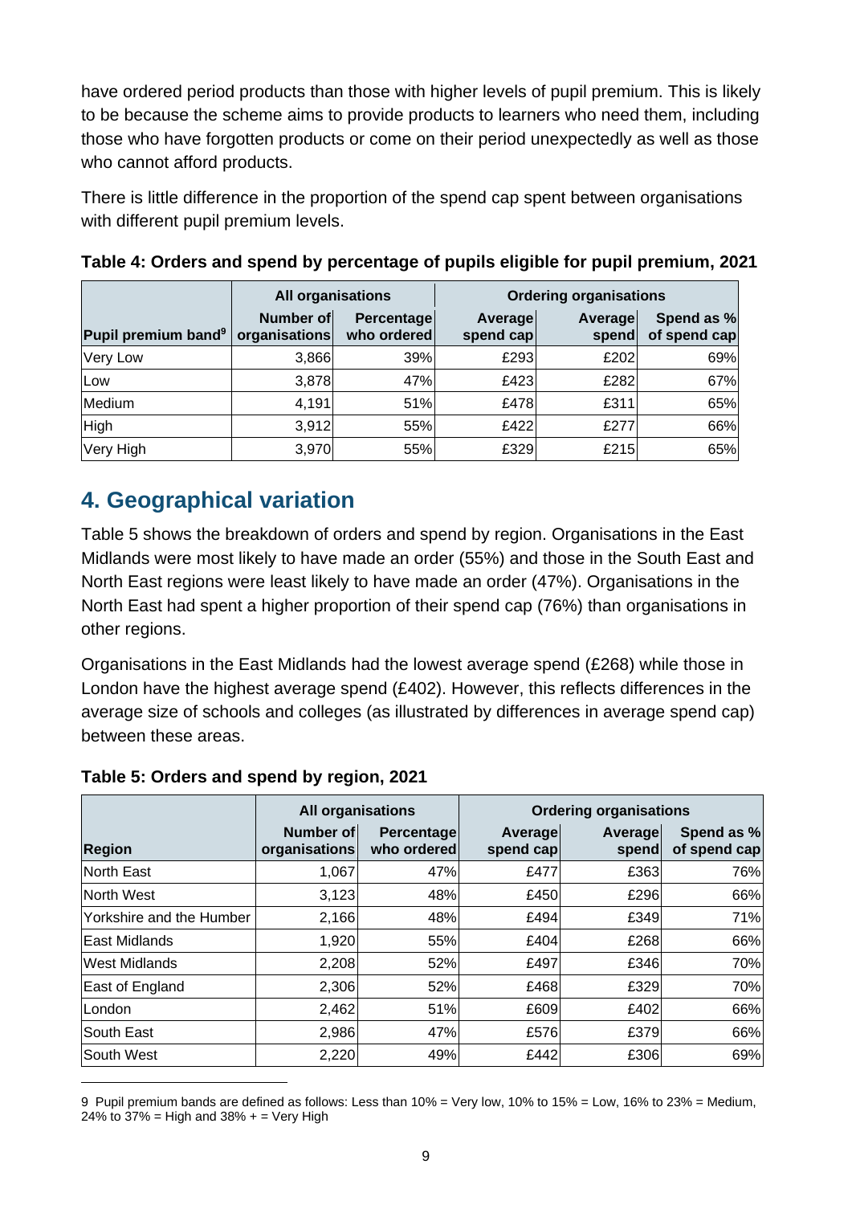have ordered period products than those with higher levels of pupil premium. This is likely to be because the scheme aims to provide products to learners who need them, including those who have forgotten products or come on their period unexpectedly as well as those who cannot afford products.

There is little difference in the proportion of the spend cap spent between organisations with different pupil premium levels.

**Table 4: Orders and spend by percentage of pupils eligible for pupil premium, 2021**

| | All organisations | | Ordering organisations | | |
|---|---|---|---|---|---|
| Pupil premium band[9] | Number of organisations | Percentage who ordered | Average spend cap | Average spend | Spend as % of spend cap |
| Very Low | 3,866 | 39% | £293 | £202 | 69% |
| Low | 3,878 | 47% | £423 | £282 | 67% |
| Medium | 4,191 | 51% | £478 | £311 | 65% |
| High | 3,912 | 55% | £422 | £277 | 66% |
| Very High | 3,970 | 55% | £329 | £215 | 65% |

## 4. Geographical variation

Table 5 shows the breakdown of orders and spend by region. Organisations in the East Midlands were most likely to have made an order (55%) and those in the South East and North East regions were least likely to have made an order (47%). Organisations in the North East had spent a higher proportion of their spend cap (76%) than organisations in other regions.

Organisations in the East Midlands had the lowest average spend (£268) while those in London have the highest average spend (£402). However, this reflects differences in the average size of schools and colleges (as illustrated by differences in average spend cap) between these areas.

**Table 5: Orders and spend by region, 2021**

| | All organisations | | Ordering organisations | | |
|---|---|---|---|---|---|
| Region | Number of organisations | Percentage who ordered | Average spend cap | Average spend | Spend as % of spend cap |
| North East | 1,067 | 47% | £477 | £363 | 76% |
| North West | 3,123 | 48% | £450 | £296 | 66% |
| Yorkshire and the Humber | 2,166 | 48% | £494 | £349 | 71% |
| East Midlands | 1,920 | 55% | £404 | £268 | 66% |
| West Midlands | 2,208 | 52% | £497 | £346 | 70% |
| East of England | 2,306 | 52% | £468 | £329 | 70% |
| London | 2,462 | 51% | £609 | £402 | 66% |
| South East | 2,986 | 47% | £576 | £379 | 66% |
| South West | 2,220 | 49% | £442 | £306 | 69% |

9 Pupil premium bands are defined as follows: Less than 10% = Very low, 10% to 15% = Low, 16% to 23% = Medium, 24% to 37% = High and 38% + = Very High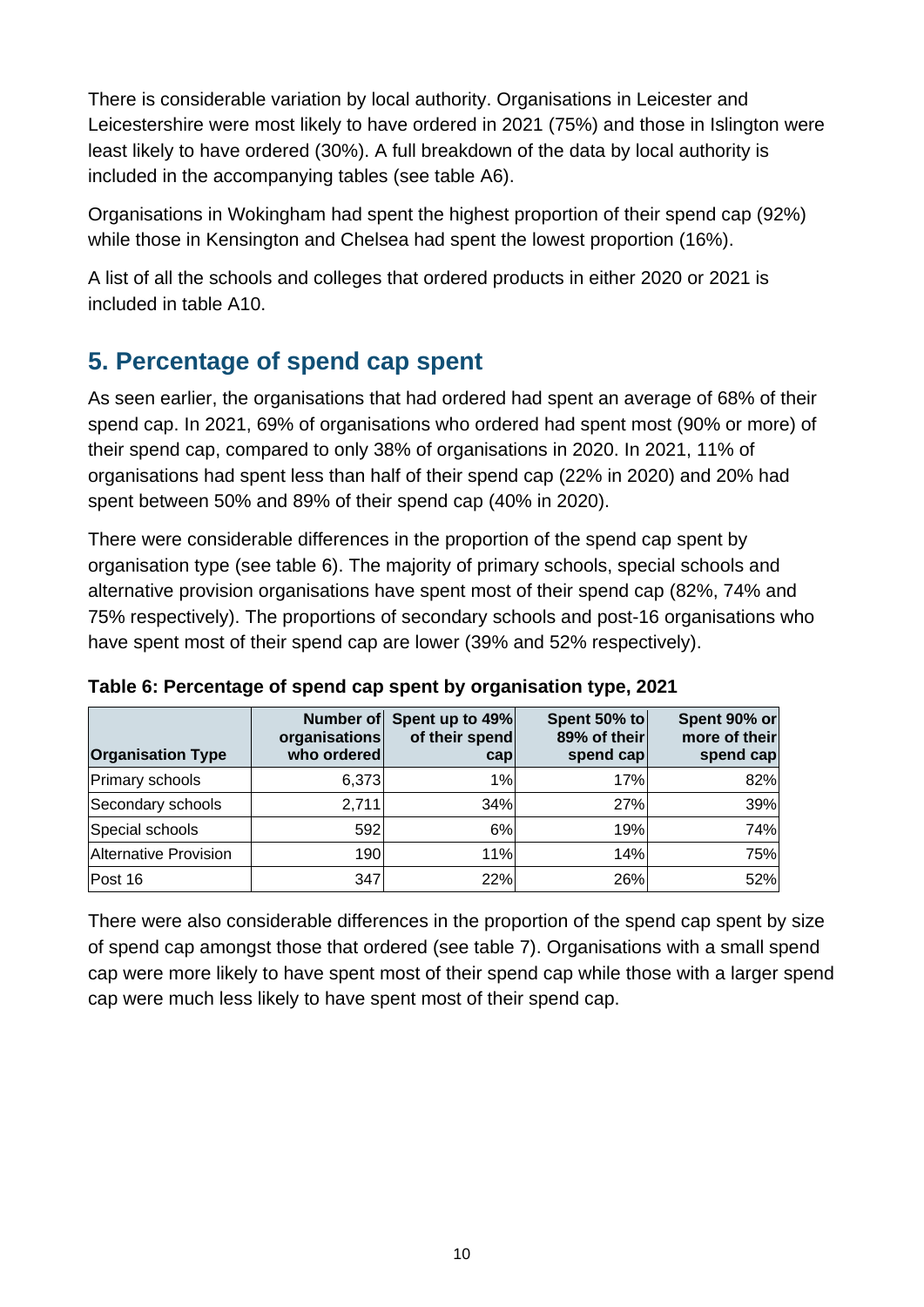There is considerable variation by local authority. Organisations in Leicester and Leicestershire were most likely to have ordered in 2021 (75%) and those in Islington were least likely to have ordered (30%). A full breakdown of the data by local authority is included in the accompanying tables (see table A6).

Organisations in Wokingham had spent the highest proportion of their spend cap (92%) while those in Kensington and Chelsea had spent the lowest proportion (16%).

A list of all the schools and colleges that ordered products in either 2020 or 2021 is included in table A10.

## 5. Percentage of spend cap spent

As seen earlier, the organisations that had ordered had spent an average of 68% of their spend cap. In 2021, 69% of organisations who ordered had spent most (90% or more) of their spend cap, compared to only 38% of organisations in 2020. In 2021, 11% of organisations had spent less than half of their spend cap (22% in 2020) and 20% had spent between 50% and 89% of their spend cap (40% in 2020).

There were considerable differences in the proportion of the spend cap spent by organisation type (see table 6). The majority of primary schools, special schools and alternative provision organisations have spent most of their spend cap (82%, 74% and 75% respectively). The proportions of secondary schools and post-16 organisations who have spent most of their spend cap are lower (39% and 52% respectively).

**Table 6: Percentage of spend cap spent by organisation type, 2021**

| Organisation Type | Number of organisations who ordered | Spent up to 49% of their spend cap | Spent 50% to 89% of their spend cap | Spent 90% or more of their spend cap |
|---|---|---|---|---|
| Primary schools | 6,373 | 1% | 17% | 82% |
| Secondary schools | 2,711 | 34% | 27% | 39% |
| Special schools | 592 | 6% | 19% | 74% |
| Alternative Provision | 190 | 11% | 14% | 75% |
| Post 16 | 347 | 22% | 26% | 52% |

There were also considerable differences in the proportion of the spend cap spent by size of spend cap amongst those that ordered (see table 7). Organisations with a small spend cap were more likely to have spent most of their spend cap while those with a larger spend cap were much less likely to have spent most of their spend cap.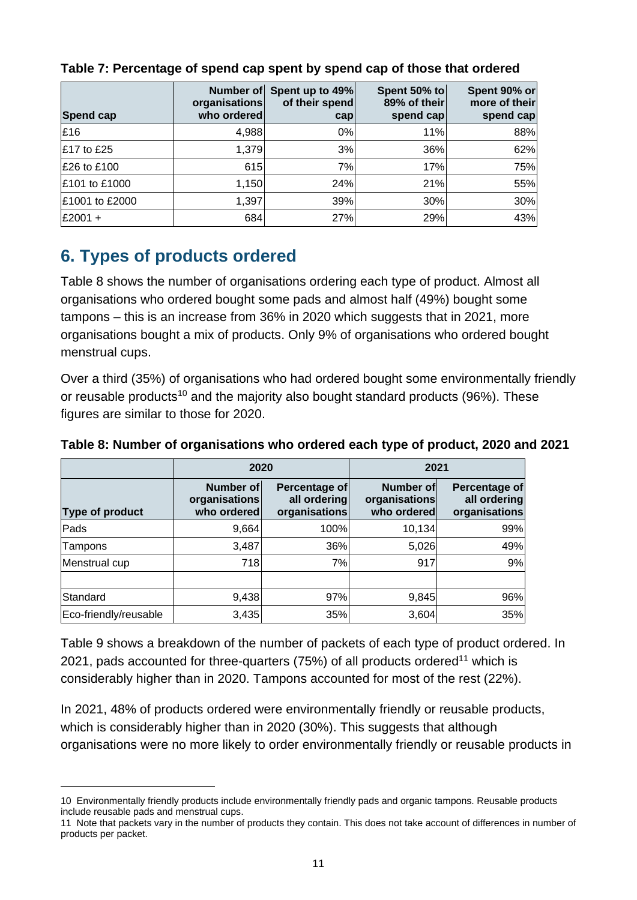**Table 7: Percentage of spend cap spent by spend cap of those that ordered**

| Spend cap | Number of organisations who ordered | Spent up to 49% of their spend cap | Spent 50% to 89% of their spend cap | Spent 90% or more of their spend cap |
|---|---|---|---|---|
| £16 | 4,988 | 0% | 11% | 88% |
| £17 to £25 | 1,379 | 3% | 36% | 62% |
| £26 to £100 | 615 | 7% | 17% | 75% |
| £101 to £1000 | 1,150 | 24% | 21% | 55% |
| £1001 to £2000 | 1,397 | 39% | 30% | 30% |
| £2001 + | 684 | 27% | 29% | 43% |

## 6. Types of products ordered

Table 8 shows the number of organisations ordering each type of product. Almost all organisations who ordered bought some pads and almost half (49%) bought some tampons – this is an increase from 36% in 2020 which suggests that in 2021, more organisations bought a mix of products. Only 9% of organisations who ordered bought menstrual cups.

Over a third (35%) of organisations who had ordered bought some environmentally friendly or reusable products[10] and the majority also bought standard products (96%). These figures are similar to those for 2020.

**Table 8: Number of organisations who ordered each type of product, 2020 and 2021**

| | 2020 | | 2021 | |
|---|---|---|---|---|
| Type of product | Number of organisations who ordered | Percentage of all ordering organisations | Number of organisations who ordered | Percentage of all ordering organisations |
| Pads | 9,664 | 100% | 10,134 | 99% |
| Tampons | 3,487 | 36% | 5,026 | 49% |
| Menstrual cup | 718 | 7% | 917 | 9% |
| | | | | |
| Standard | 9,438 | 97% | 9,845 | 96% |
| Eco-friendly/reusable | 3,435 | 35% | 3,604 | 35% |

Table 9 shows a breakdown of the number of packets of each type of product ordered. In 2021, pads accounted for three-quarters (75%) of all products ordered[11] which is considerably higher than in 2020. Tampons accounted for most of the rest (22%).

In 2021, 48% of products ordered were environmentally friendly or reusable products, which is considerably higher than in 2020 (30%). This suggests that although organisations were no more likely to order environmentally friendly or reusable products in

---

10 Environmentally friendly products include environmentally friendly pads and organic tampons. Reusable products include reusable pads and menstrual cups.

11 Note that packets vary in the number of products they contain. This does not take account of differences in number of products per packet.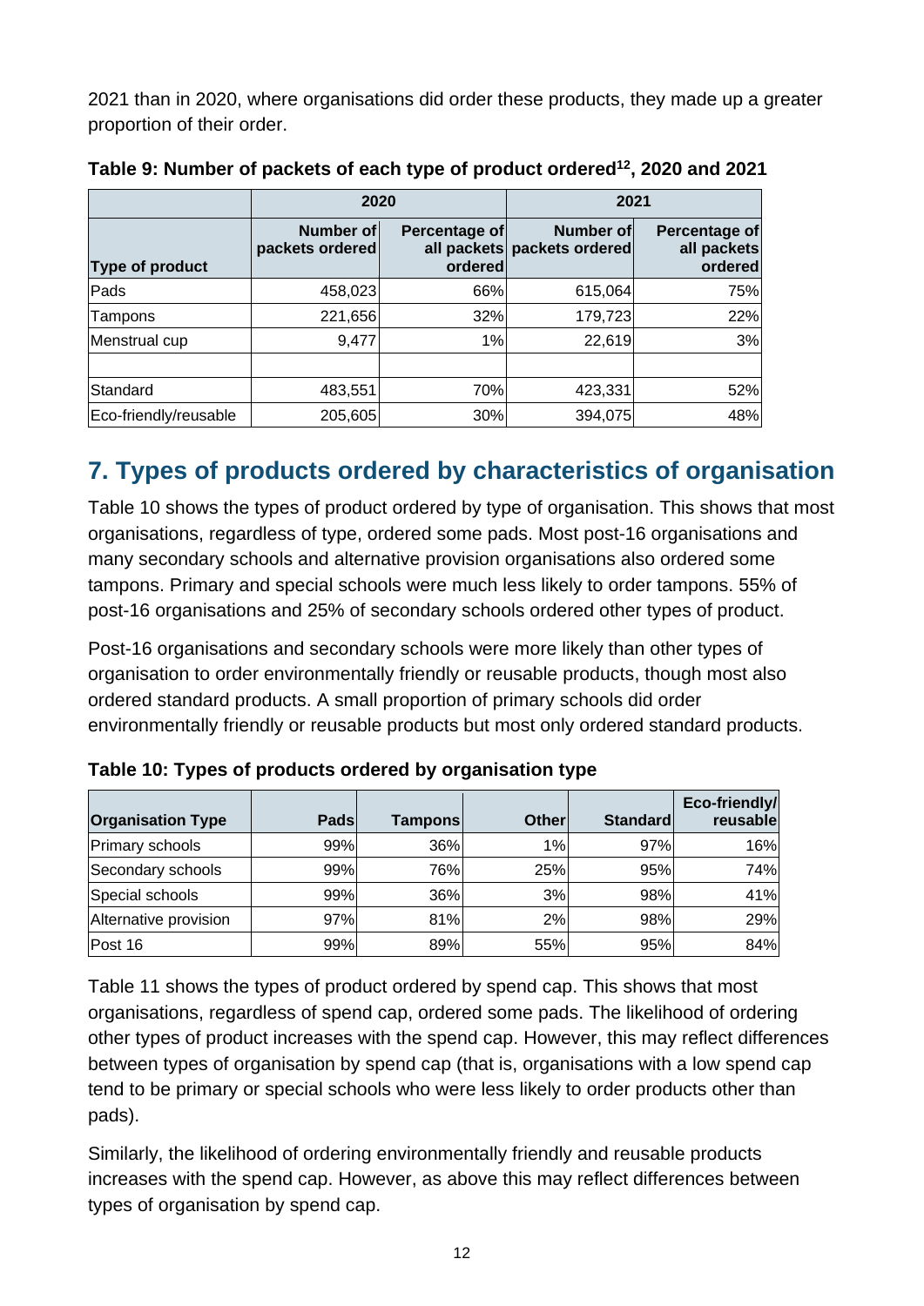2021 than in 2020, where organisations did order these products, they made up a greater proportion of their order.

**Table 9: Number of packets of each type of product ordered[12], 2020 and 2021**

| | 2020 | | 2021 | |
|---|---|---|---|---|
| **Type of product** | **Number of packets ordered** | **Percentage of all packets ordered** | **Number of packets ordered** | **Percentage of all packets ordered** |
| Pads | 458,023 | 66% | 615,064 | 75% |
| Tampons | 221,656 | 32% | 179,723 | 22% |
| Menstrual cup | 9,477 | 1% | 22,619 | 3% |
| | | | | |
| Standard | 483,551 | 70% | 423,331 | 52% |
| Eco-friendly/reusable | 205,605 | 30% | 394,075 | 48% |

## 7. Types of products ordered by characteristics of organisation

Table 10 shows the types of product ordered by type of organisation. This shows that most organisations, regardless of type, ordered some pads. Most post-16 organisations and many secondary schools and alternative provision organisations also ordered some tampons. Primary and special schools were much less likely to order tampons. 55% of post-16 organisations and 25% of secondary schools ordered other types of product.

Post-16 organisations and secondary schools were more likely than other types of organisation to order environmentally friendly or reusable products, though most also ordered standard products. A small proportion of primary schools did order environmentally friendly or reusable products but most only ordered standard products.

**Table 10: Types of products ordered by organisation type**

| Organisation Type | Pads | Tampons | Other | Standard | Eco-friendly/ reusable |
|---|---|---|---|---|---|
| Primary schools | 99% | 36% | 1% | 97% | 16% |
| Secondary schools | 99% | 76% | 25% | 95% | 74% |
| Special schools | 99% | 36% | 3% | 98% | 41% |
| Alternative provision | 97% | 81% | 2% | 98% | 29% |
| Post 16 | 99% | 89% | 55% | 95% | 84% |

Table 11 shows the types of product ordered by spend cap. This shows that most organisations, regardless of spend cap, ordered some pads. The likelihood of ordering other types of product increases with the spend cap. However, this may reflect differences between types of organisation by spend cap (that is, organisations with a low spend cap tend to be primary or special schools who were less likely to order products other than pads).

Similarly, the likelihood of ordering environmentally friendly and reusable products increases with the spend cap. However, as above this may reflect differences between types of organisation by spend cap.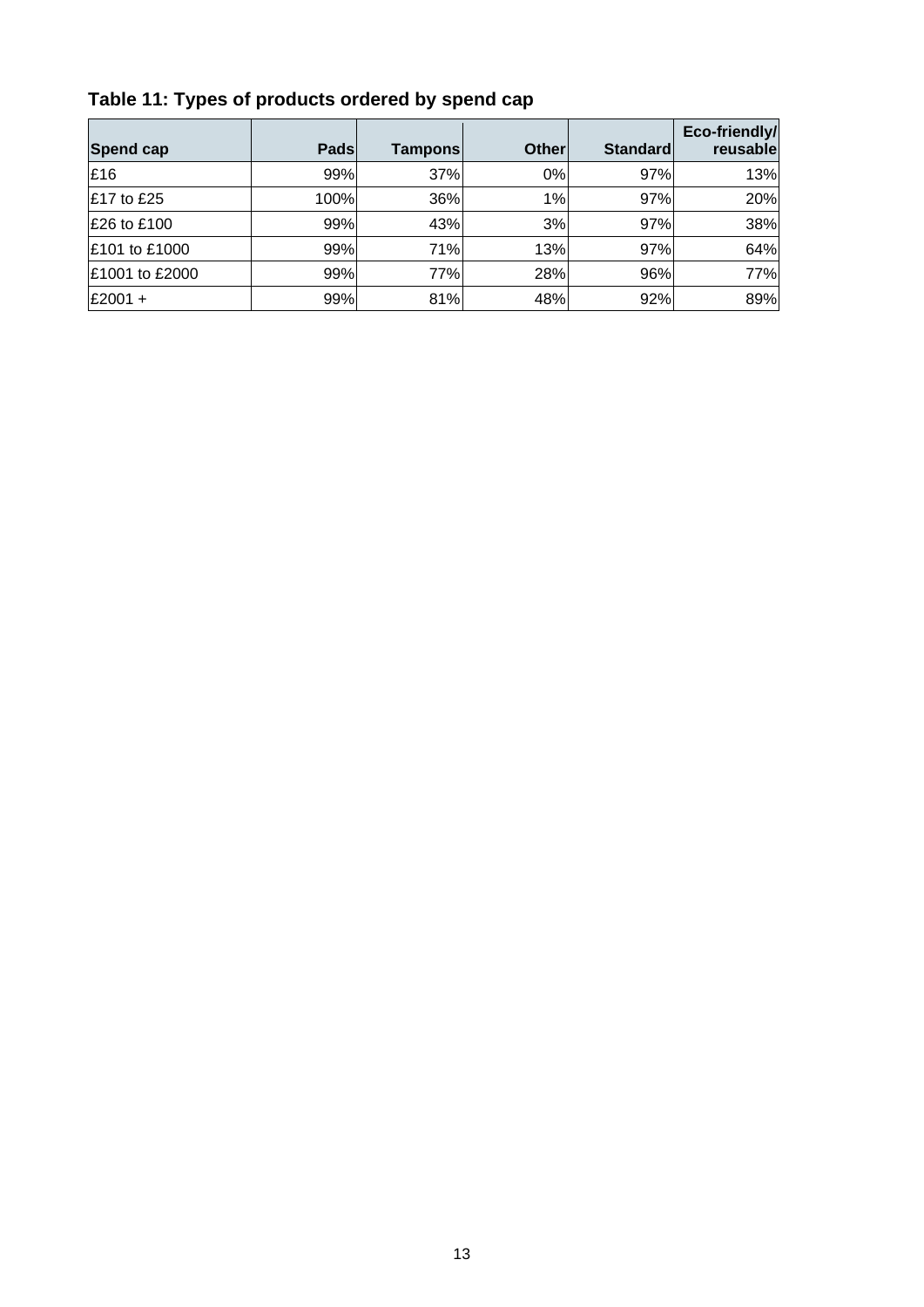**Table 11: Types of products ordered by spend cap**

| Spend cap | Pads | Tampons | Other | Standard | Eco-friendly/ reusable |
|---|---|---|---|---|---|
| £16 | 99% | 37% | 0% | 97% | 13% |
| £17 to £25 | 100% | 36% | 1% | 97% | 20% |
| £26 to £100 | 99% | 43% | 3% | 97% | 38% |
| £101 to £1000 | 99% | 71% | 13% | 97% | 64% |
| £1001 to £2000 | 99% | 77% | 28% | 96% | 77% |
| £2001 + | 99% | 81% | 48% | 92% | 89% |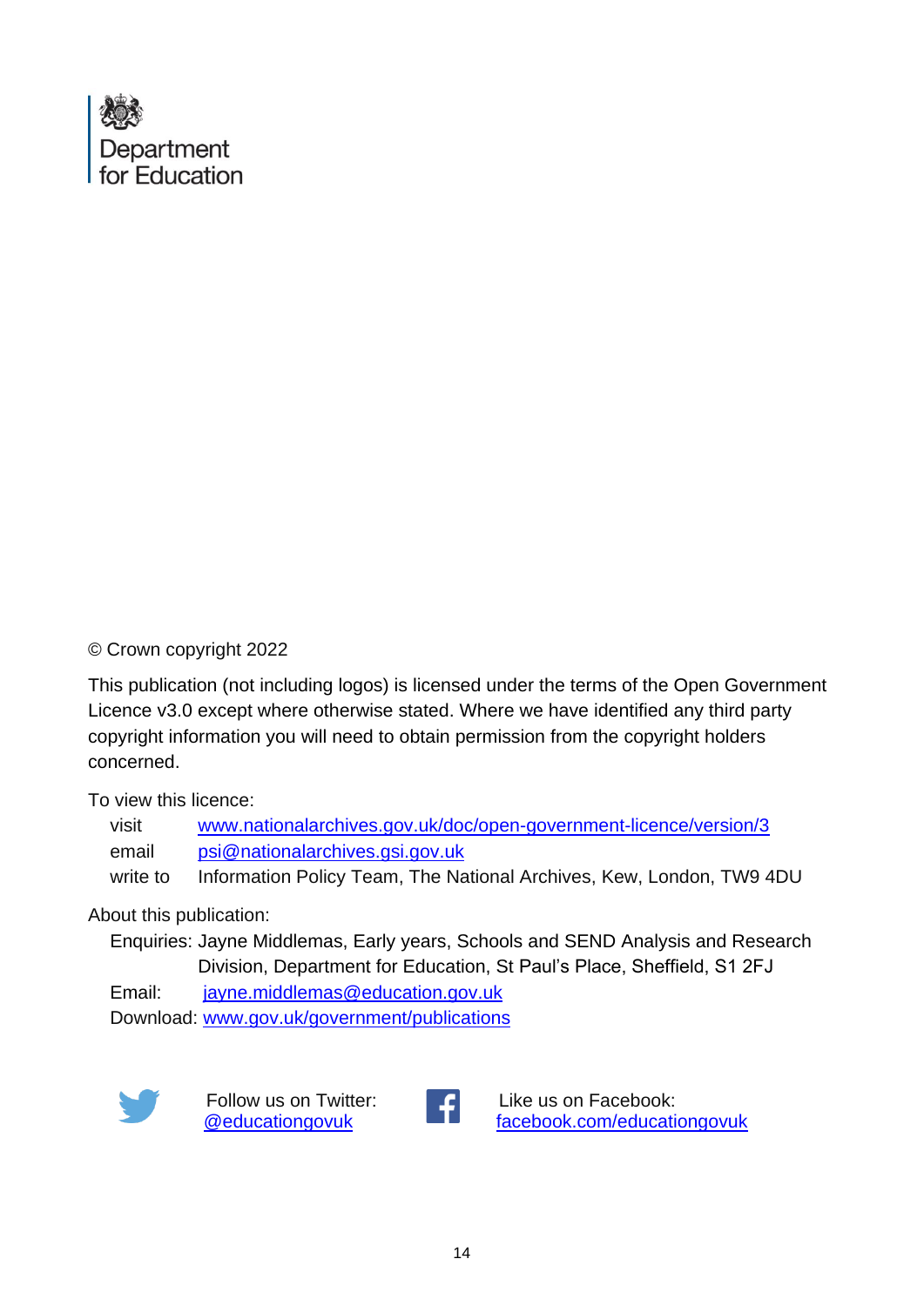Department for Education

© Crown copyright 2022

This publication (not including logos) is licensed under the terms of the Open Government Licence v3.0 except where otherwise stated. Where we have identified any third party copyright information you will need to obtain permission from the copyright holders concerned.

To view this licence:

visit www.nationalarchives.gov.uk/doc/open-government-licence/version/3
email psi@nationalarchives.gsi.gov.uk
write to Information Policy Team, The National Archives, Kew, London, TW9 4DU

About this publication:

Enquiries: Jayne Middlemas, Early years, Schools and SEND Analysis and Research Division, Department for Education, St Paul's Place, Sheffield, S1 2FJ
Email: jayne.middlemas@education.gov.uk
Download: www.gov.uk/government/publications

Follow us on Twitter: @educationgovuk

Like us on Facebook: facebook.com/educationgovuk